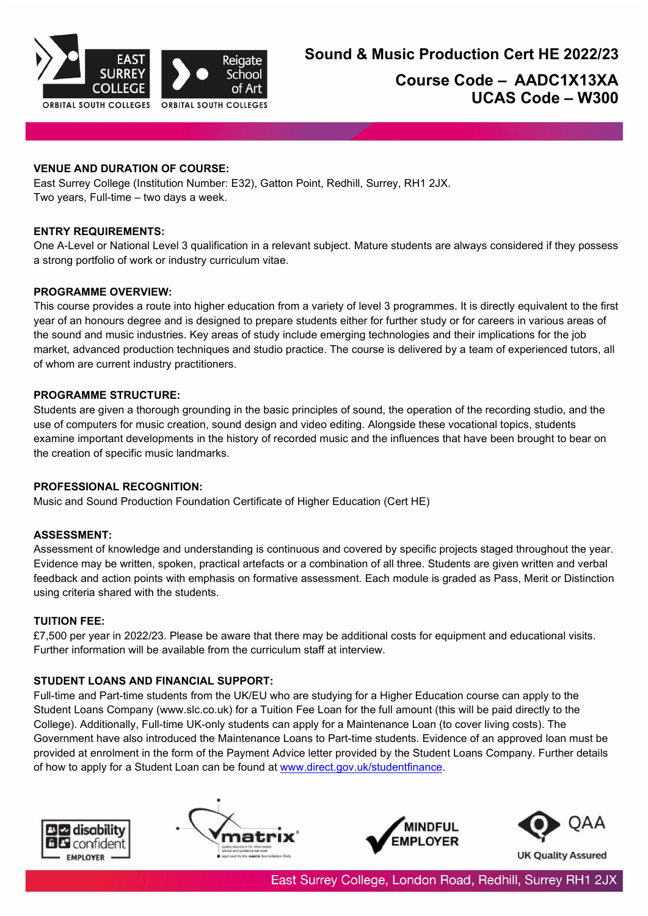# Sound & Music Production Cert HE 2022/23

## Course Code – AADC1X13XA
## UCAS Code – W300

**VENUE AND DURATION OF COURSE:**
East Surrey College (Institution Number: E32), Gatton Point, Redhill, Surrey, RH1 2JX.
Two years, Full-time – two days a week.

**ENTRY REQUIREMENTS:**
One A-Level or National Level 3 qualification in a relevant subject. Mature students are always considered if they possess a strong portfolio of work or industry curriculum vitae.

**PROGRAMME OVERVIEW:**
This course provides a route into higher education from a variety of level 3 programmes. It is directly equivalent to the first year of an honours degree and is designed to prepare students either for further study or for careers in various areas of the sound and music industries. Key areas of study include emerging technologies and their implications for the job market, advanced production techniques and studio practice. The course is delivered by a team of experienced tutors, all of whom are current industry practitioners.

**PROGRAMME STRUCTURE:**
Students are given a thorough grounding in the basic principles of sound, the operation of the recording studio, and the use of computers for music creation, sound design and video editing. Alongside these vocational topics, students examine important developments in the history of recorded music and the influences that have been brought to bear on the creation of specific music landmarks.

**PROFESSIONAL RECOGNITION:**
Music and Sound Production Foundation Certificate of Higher Education (Cert HE)

**ASSESSMENT:**
Assessment of knowledge and understanding is continuous and covered by specific projects staged throughout the year. Evidence may be written, spoken, practical artefacts or a combination of all three. Students are given written and verbal feedback and action points with emphasis on formative assessment. Each module is graded as Pass, Merit or Distinction using criteria shared with the students.

**TUITION FEE:**
£7,500 per year in 2022/23. Please be aware that there may be additional costs for equipment and educational visits. Further information will be available from the curriculum staff at interview.

**STUDENT LOANS AND FINANCIAL SUPPORT:**
Full-time and Part-time students from the UK/EU who are studying for a Higher Education course can apply to the Student Loans Company (www.slc.co.uk) for a Tuition Fee Loan for the full amount (this will be paid directly to the College). Additionally, Full-time UK-only students can apply for a Maintenance Loan (to cover living costs). The Government have also introduced the Maintenance Loans to Part-time students. Evidence of an approved loan must be provided at enrolment in the form of the Payment Advice letter provided by the Student Loans Company. Further details of how to apply for a Student Loan can be found at www.direct.gov.uk/studentfinance.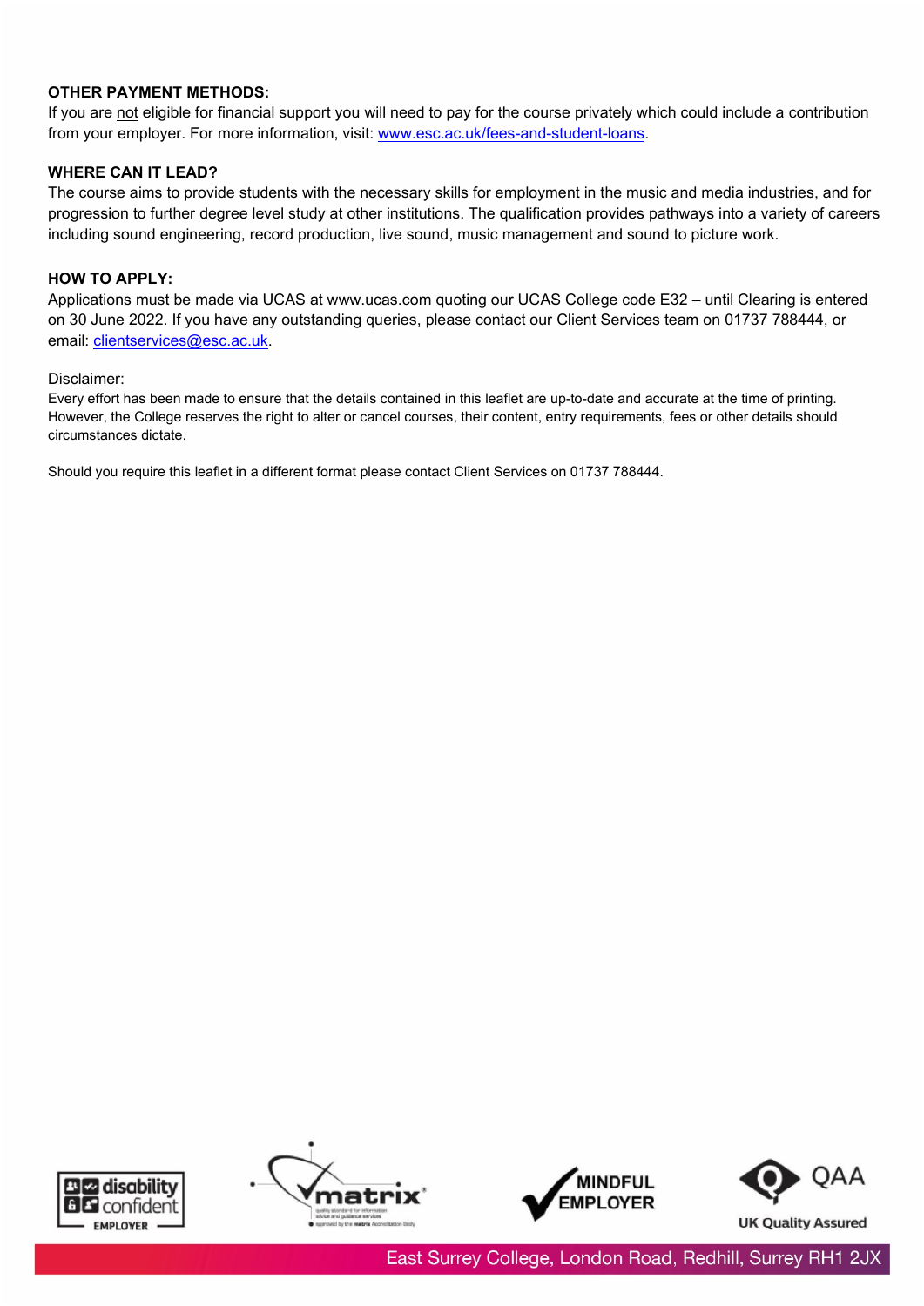**OTHER PAYMENT METHODS:**

If you are not eligible for financial support you will need to pay for the course privately which could include a contribution from your employer. For more information, visit: [www.esc.ac.uk/fees-and-student-loans](http://www.esc.ac.uk/fees-and-student-loans).

**WHERE CAN IT LEAD?**

The course aims to provide students with the necessary skills for employment in the music and media industries, and for progression to further degree level study at other institutions. The qualification provides pathways into a variety of careers including sound engineering, record production, live sound, music management and sound to picture work.

**HOW TO APPLY:**

Applications must be made via UCAS at www.ucas.com quoting our UCAS College code E32 – until Clearing is entered on 30 June 2022. If you have any outstanding queries, please contact our Client Services team on 01737 788444, or email: [clientservices@esc.ac.uk](mailto:clientservices@esc.ac.uk).

Disclaimer:

Every effort has been made to ensure that the details contained in this leaflet are up-to-date and accurate at the time of printing. However, the College reserves the right to alter or cancel courses, their content, entry requirements, fees or other details should circumstances dictate.

Should you require this leaflet in a different format please contact Client Services on 01737 788444.

East Surrey College, London Road, Redhill, Surrey RH1 2JX